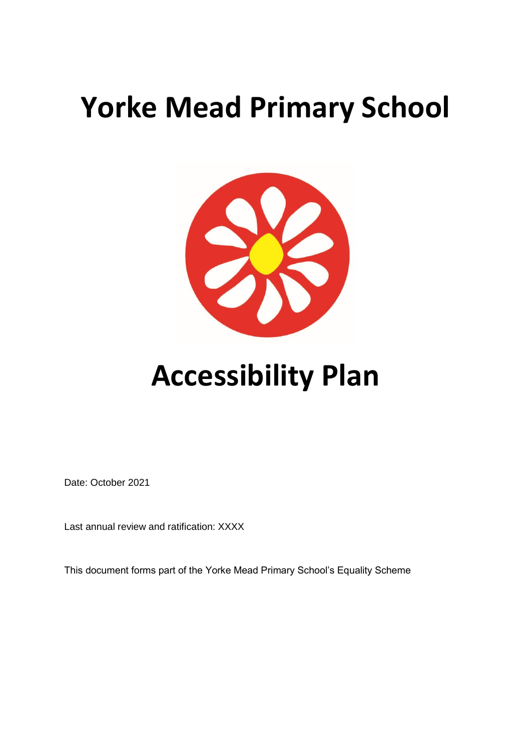# Yorke Mead Primary School

# Accessibility Plan

Date: October 2021

Last annual review and ratification: XXXX

This document forms part of the Yorke Mead Primary School's Equality Scheme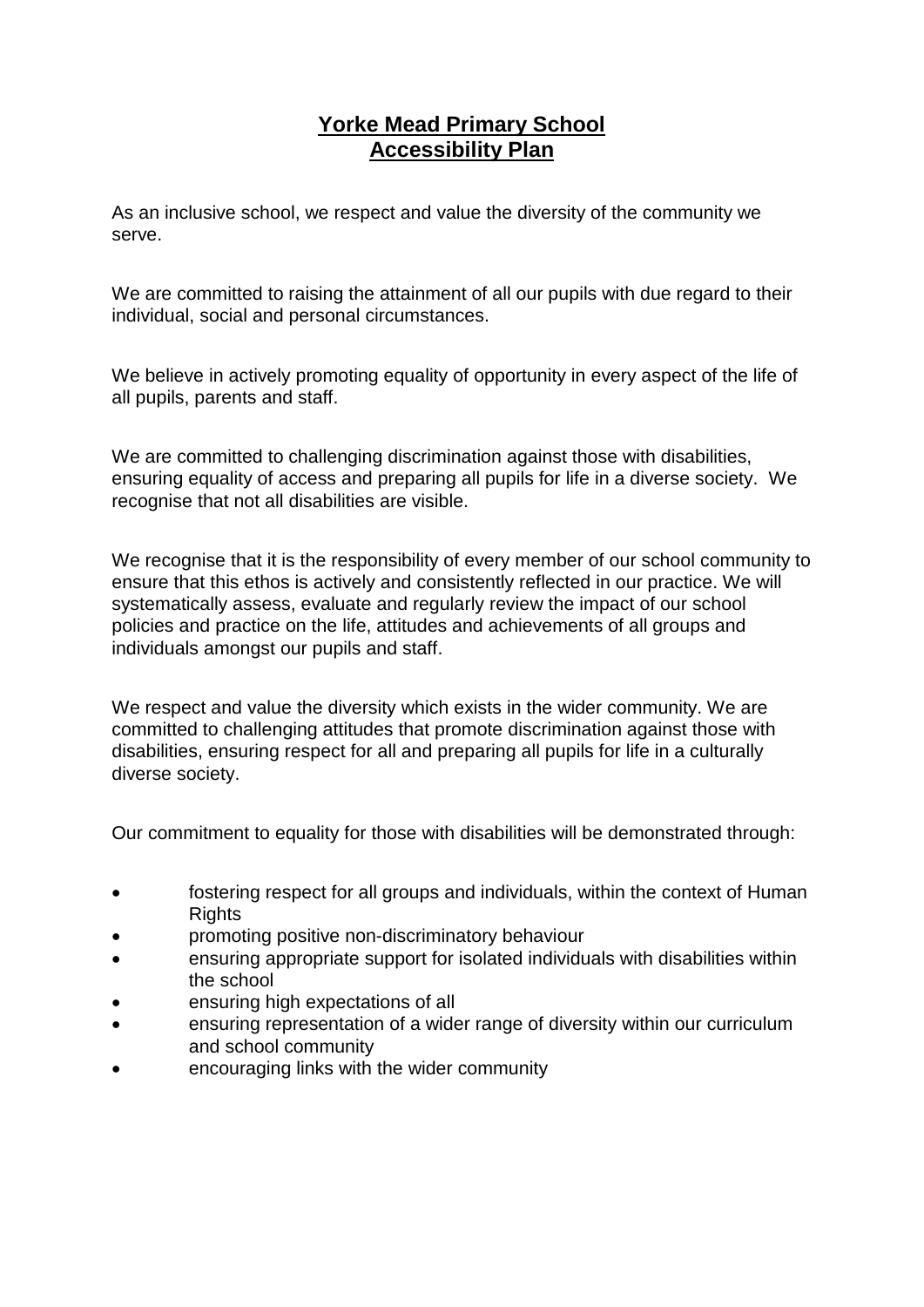# Yorke Mead Primary School
# Accessibility Plan

As an inclusive school, we respect and value the diversity of the community we serve.

We are committed to raising the attainment of all our pupils with due regard to their individual, social and personal circumstances.

We believe in actively promoting equality of opportunity in every aspect of the life of all pupils, parents and staff.

We are committed to challenging discrimination against those with disabilities, ensuring equality of access and preparing all pupils for life in a diverse society. We recognise that not all disabilities are visible.

We recognise that it is the responsibility of every member of our school community to ensure that this ethos is actively and consistently reflected in our practice. We will systematically assess, evaluate and regularly review the impact of our school policies and practice on the life, attitudes and achievements of all groups and individuals amongst our pupils and staff.

We respect and value the diversity which exists in the wider community. We are committed to challenging attitudes that promote discrimination against those with disabilities, ensuring respect for all and preparing all pupils for life in a culturally diverse society.

Our commitment to equality for those with disabilities will be demonstrated through:

- fostering respect for all groups and individuals, within the context of Human Rights
- promoting positive non-discriminatory behaviour
- ensuring appropriate support for isolated individuals with disabilities within the school
- ensuring high expectations of all
- ensuring representation of a wider range of diversity within our curriculum and school community
- encouraging links with the wider community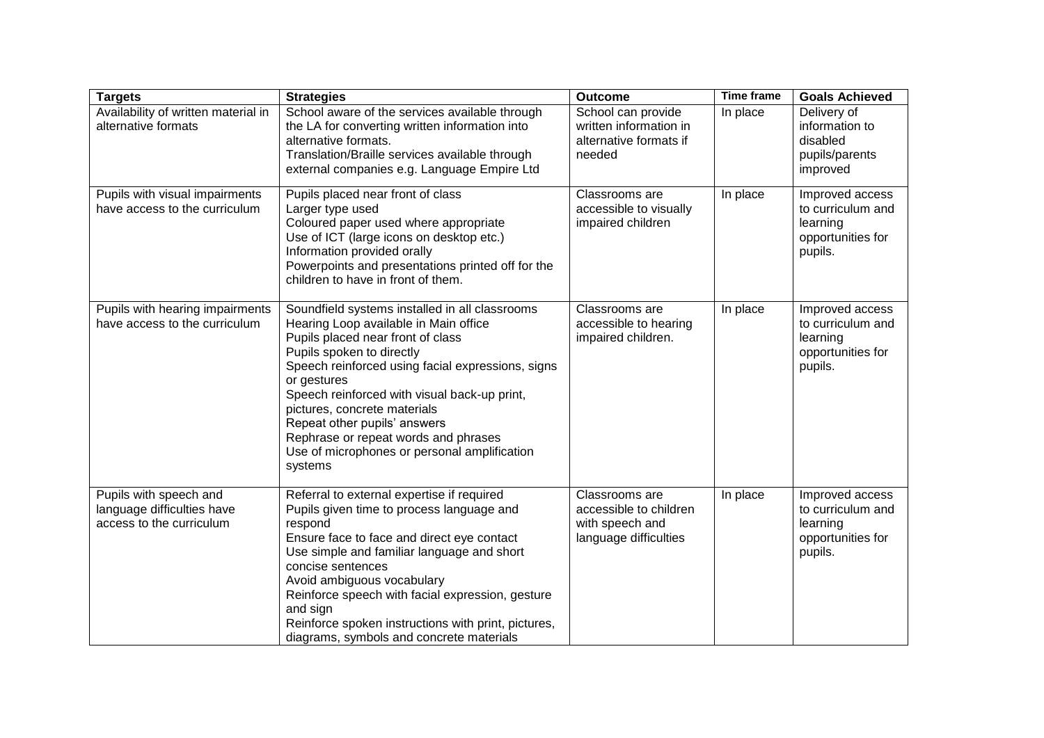| Targets | Strategies | Outcome | Time frame | Goals Achieved |
|---|---|---|---|---|
| Availability of written material in alternative formats | School aware of the services available through the LA for converting written information into alternative formats.<br>Translation/Braille services available through external companies e.g. Language Empire Ltd | School can provide written information in alternative formats if needed | In place | Delivery of information to disabled pupils/parents improved |
| Pupils with visual impairments have access to the curriculum | Pupils placed near front of class<br>Larger type used<br>Coloured paper used where appropriate<br>Use of ICT (large icons on desktop etc.)<br>Information provided orally<br>Powerpoints and presentations printed off for the children to have in front of them. | Classrooms are accessible to visually impaired children | In place | Improved access to curriculum and learning opportunities for pupils. |
| Pupils with hearing impairments have access to the curriculum | Soundfield systems installed in all classrooms<br>Hearing Loop available in Main office<br>Pupils placed near front of class<br>Pupils spoken to directly<br>Speech reinforced using facial expressions, signs or gestures<br>Speech reinforced with visual back-up print, pictures, concrete materials<br>Repeat other pupils' answers<br>Rephrase or repeat words and phrases<br>Use of microphones or personal amplification systems | Classrooms are accessible to hearing impaired children. | In place | Improved access to curriculum and learning opportunities for pupils. |
| Pupils with speech and language difficulties have access to the curriculum | Referral to external expertise if required<br>Pupils given time to process language and respond<br>Ensure face to face and direct eye contact<br>Use simple and familiar language and short concise sentences<br>Avoid ambiguous vocabulary<br>Reinforce speech with facial expression, gesture and sign<br>Reinforce spoken instructions with print, pictures, diagrams, symbols and concrete materials | Classrooms are accessible to children with speech and language difficulties | In place | Improved access to curriculum and learning opportunities for pupils. |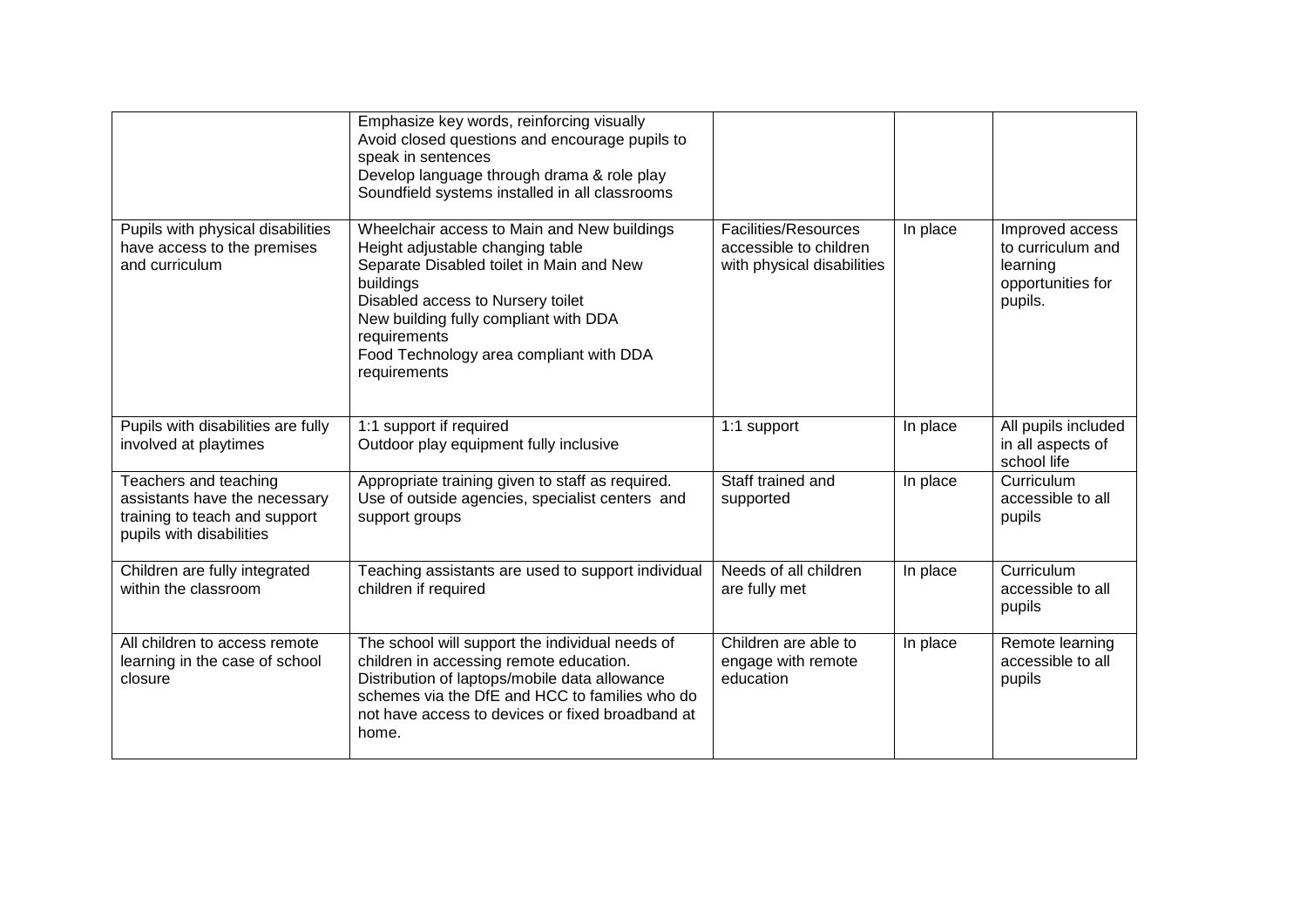| | | | | |
|---|---|---|---|---|
| | Emphasize key words, reinforcing visually<br>Avoid closed questions and encourage pupils to speak in sentences<br>Develop language through drama & role play<br>Soundfield systems installed in all classrooms | | | |
| Pupils with physical disabilities have access to the premises and curriculum | Wheelchair access to Main and New buildings<br>Height adjustable changing table<br>Separate Disabled toilet in Main and New buildings<br>Disabled access to Nursery toilet<br>New building fully compliant with DDA requirements<br>Food Technology area compliant with DDA requirements | Facilities/Resources accessible to children with physical disabilities | In place | Improved access to curriculum and learning opportunities for pupils. |
| Pupils with disabilities are fully involved at playtimes | 1:1 support if required<br>Outdoor play equipment fully inclusive | 1:1 support | In place | All pupils included in all aspects of school life |
| Teachers and teaching assistants have the necessary training to teach and support pupils with disabilities | Appropriate training given to staff as required.<br>Use of outside agencies, specialist centers and support groups | Staff trained and supported | In place | Curriculum accessible to all pupils |
| Children are fully integrated within the classroom | Teaching assistants are used to support individual children if required | Needs of all children are fully met | In place | Curriculum accessible to all pupils |
| All children to access remote learning in the case of school closure | The school will support the individual needs of children in accessing remote education.<br>Distribution of laptops/mobile data allowance schemes via the DfE and HCC to families who do not have access to devices or fixed broadband at home. | Children are able to engage with remote education | In place | Remote learning accessible to all pupils |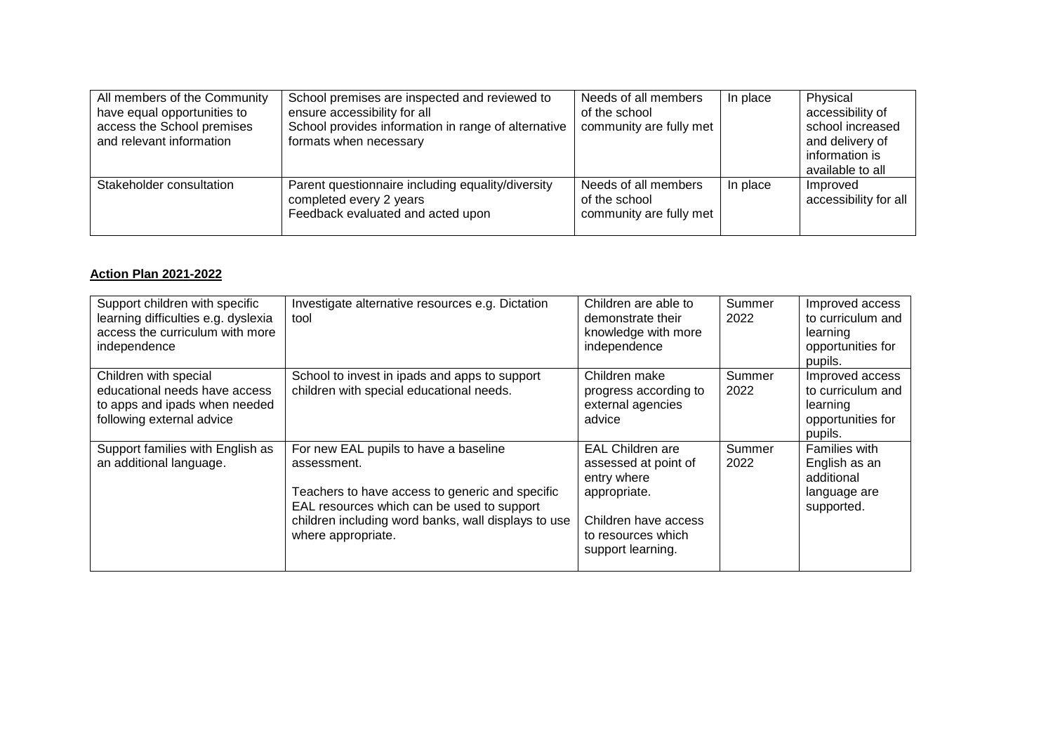| | | | | |
|---|---|---|---|---|
| All members of the Community have equal opportunities to access the School premises and relevant information | School premises are inspected and reviewed to ensure accessibility for all<br>School provides information in range of alternative formats when necessary | Needs of all members of the school community are fully met | In place | Physical accessibility of school increased and delivery of information is available to all |
| Stakeholder consultation | Parent questionnaire including equality/diversity completed every 2 years<br>Feedback evaluated and acted upon | Needs of all members of the school community are fully met | In place | Improved accessibility for all |

**Action Plan 2021-2022**

| | | | | |
|---|---|---|---|---|
| Support children with specific learning difficulties e.g. dyslexia access the curriculum with more independence | Investigate alternative resources e.g. Dictation tool | Children are able to demonstrate their knowledge with more independence | Summer 2022 | Improved access to curriculum and learning opportunities for pupils. |
| Children with special educational needs have access to apps and ipads when needed following external advice | School to invest in ipads and apps to support children with special educational needs. | Children make progress according to external agencies advice | Summer 2022 | Improved access to curriculum and learning opportunities for pupils. |
| Support families with English as an additional language. | For new EAL pupils to have a baseline assessment.<br><br>Teachers to have access to generic and specific EAL resources which can be used to support children including word banks, wall displays to use where appropriate. | EAL Children are assessed at point of entry where appropriate.<br><br>Children have access to resources which support learning. | Summer 2022 | Families with English as an additional language are supported. |